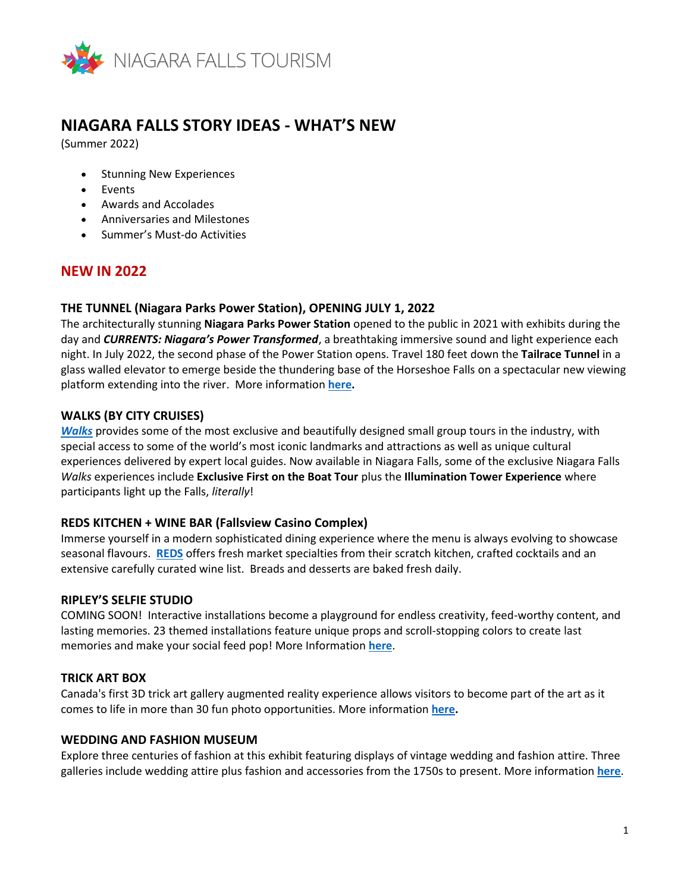NIAGARA FALLS TOURISM

# NIAGARA FALLS STORY IDEAS - WHAT'S NEW

(Summer 2022)

- Stunning New Experiences
- Events
- Awards and Accolades
- Anniversaries and Milestones
- Summer's Must-do Activities

## NEW IN 2022

### THE TUNNEL (Niagara Parks Power Station), OPENING JULY 1, 2022

The architecturally stunning **Niagara Parks Power Station** opened to the public in 2021 with exhibits during the day and ***CURRENTS: Niagara's Power Transformed***, a breathtaking immersive sound and light experience each night. In July 2022, the second phase of the Power Station opens. Travel 180 feet down the **Tailrace Tunnel** in a glass walled elevator to emerge beside the thundering base of the Horseshoe Falls on a spectacular new viewing platform extending into the river. More information **here.**

### WALKS (BY CITY CRUISES)

***Walks*** provides some of the most exclusive and beautifully designed small group tours in the industry, with special access to some of the world's most iconic landmarks and attractions as well as unique cultural experiences delivered by expert local guides. Now available in Niagara Falls, some of the exclusive Niagara Falls *Walks* experiences include **Exclusive First on the Boat Tour** plus the **Illumination Tower Experience** where participants light up the Falls, *literally*!

### REDS KITCHEN + WINE BAR (Fallsview Casino Complex)

Immerse yourself in a modern sophisticated dining experience where the menu is always evolving to showcase seasonal flavours. **REDS** offers fresh market specialties from their scratch kitchen, crafted cocktails and an extensive carefully curated wine list. Breads and desserts are baked fresh daily.

### RIPLEY'S SELFIE STUDIO

COMING SOON! Interactive installations become a playground for endless creativity, feed-worthy content, and lasting memories. 23 themed installations feature unique props and scroll-stopping colors to create last memories and make your social feed pop! More Information **here**.

### TRICK ART BOX

Canada's first 3D trick art gallery augmented reality experience allows visitors to become part of the art as it comes to life in more than 30 fun photo opportunities. More information **here.**

### WEDDING AND FASHION MUSEUM

Explore three centuries of fashion at this exhibit featuring displays of vintage wedding and fashion attire. Three galleries include wedding attire plus fashion and accessories from the 1750s to present. More information **here**.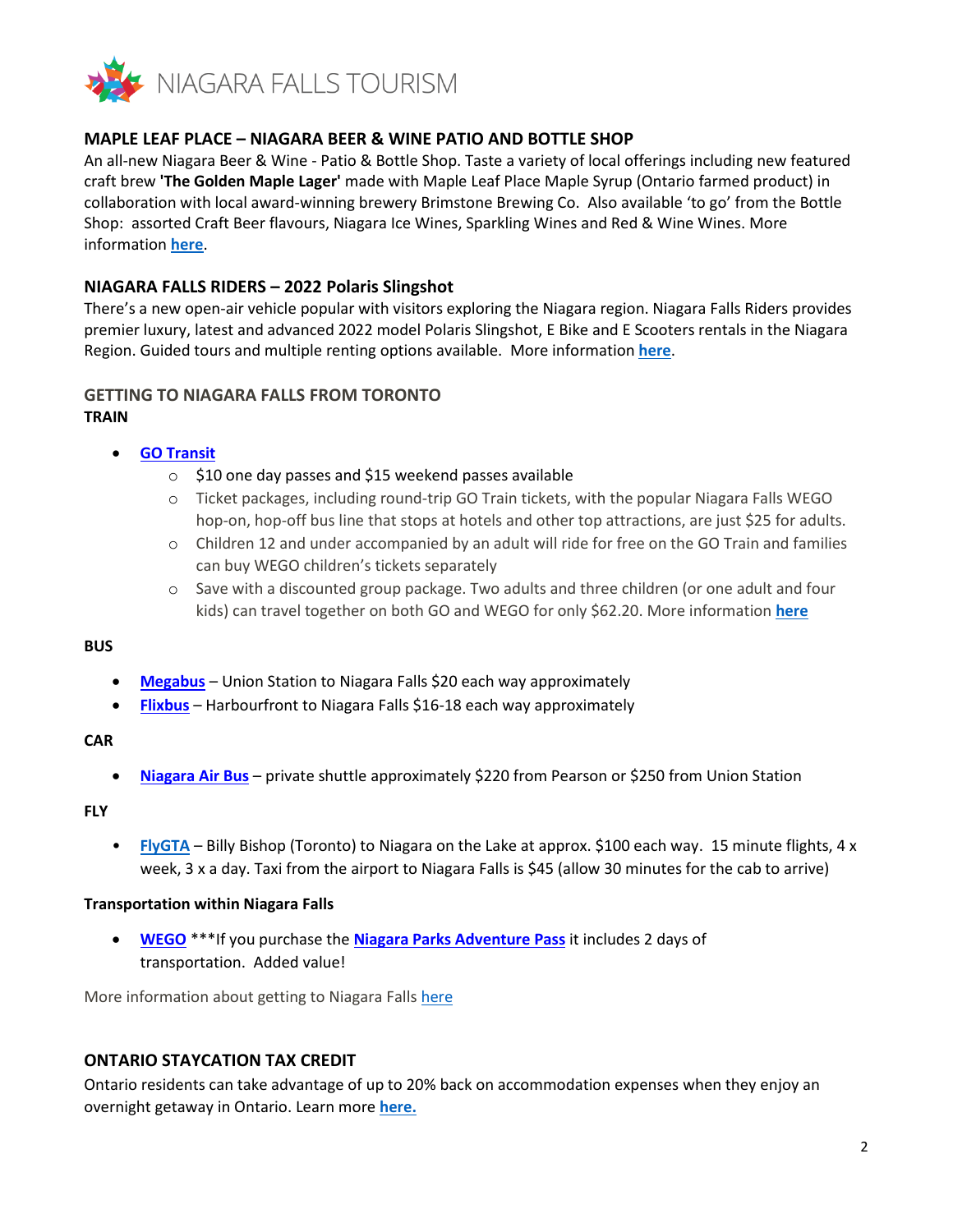## MAPLE LEAF PLACE – NIAGARA BEER & WINE PATIO AND BOTTLE SHOP

An all-new Niagara Beer & Wine - Patio & Bottle Shop. Taste a variety of local offerings including new featured craft brew **'The Golden Maple Lager'** made with Maple Leaf Place Maple Syrup (Ontario farmed product) in collaboration with local award-winning brewery Brimstone Brewing Co. Also available 'to go' from the Bottle Shop: assorted Craft Beer flavours, Niagara Ice Wines, Sparkling Wines and Red & Wine Wines. More information **here**.

## NIAGARA FALLS RIDERS – 2022 Polaris Slingshot

There's a new open-air vehicle popular with visitors exploring the Niagara region. Niagara Falls Riders provides premier luxury, latest and advanced 2022 model Polaris Slingshot, E Bike and E Scooters rentals in the Niagara Region. Guided tours and multiple renting options available. More information **here**.

## GETTING TO NIAGARA FALLS FROM TORONTO

**TRAIN**

- **GO Transit**
  - $10 one day passes and $15 weekend passes available
  - Ticket packages, including round-trip GO Train tickets, with the popular Niagara Falls WEGO hop-on, hop-off bus line that stops at hotels and other top attractions, are just $25 for adults.
  - Children 12 and under accompanied by an adult will ride for free on the GO Train and families can buy WEGO children's tickets separately
  - Save with a discounted group package. Two adults and three children (or one adult and four kids) can travel together on both GO and WEGO for only $62.20. More information **here**

**BUS**

- **Megabus** – Union Station to Niagara Falls $20 each way approximately
- **Flixbus** – Harbourfront to Niagara Falls $16-18 each way approximately

**CAR**

- **Niagara Air Bus** – private shuttle approximately $220 from Pearson or $250 from Union Station

**FLY**

- **FlyGTA** – Billy Bishop (Toronto) to Niagara on the Lake at approx. $100 each way. 15 minute flights, 4 x week, 3 x a day. Taxi from the airport to Niagara Falls is $45 (allow 30 minutes for the cab to arrive)

**Transportation within Niagara Falls**

- **WEGO** ***If you purchase the **Niagara Parks Adventure Pass** it includes 2 days of transportation. Added value!

More information about getting to Niagara Falls here

## ONTARIO STAYCATION TAX CREDIT

Ontario residents can take advantage of up to 20% back on accommodation expenses when they enjoy an overnight getaway in Ontario. Learn more **here.**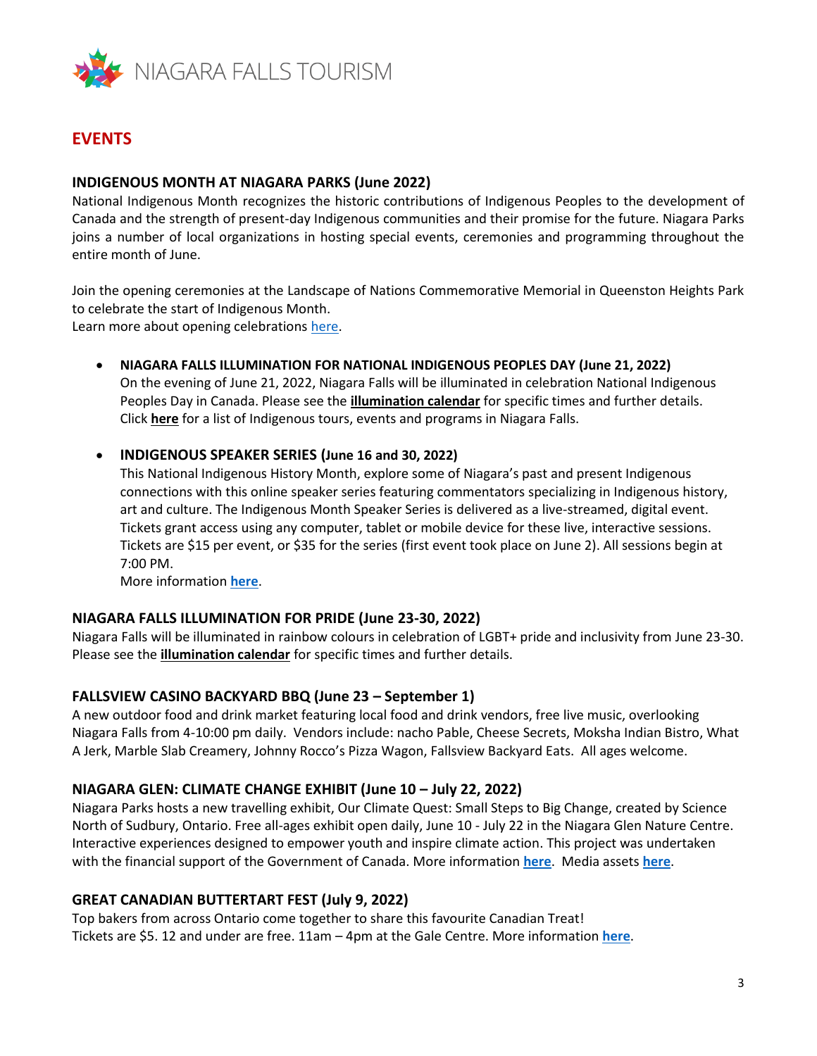# EVENTS

## INDIGENOUS MONTH AT NIAGARA PARKS (June 2022)

National Indigenous Month recognizes the historic contributions of Indigenous Peoples to the development of Canada and the strength of present-day Indigenous communities and their promise for the future. Niagara Parks joins a number of local organizations in hosting special events, ceremonies and programming throughout the entire month of June.

Join the opening ceremonies at the Landscape of Nations Commemorative Memorial in Queenston Heights Park to celebrate the start of Indigenous Month.
Learn more about opening celebrations here.

- **NIAGARA FALLS ILLUMINATION FOR NATIONAL INDIGENOUS PEOPLES DAY (June 21, 2022)**
  On the evening of June 21, 2022, Niagara Falls will be illuminated in celebration National Indigenous Peoples Day in Canada. Please see the **illumination calendar** for specific times and further details. Click **here** for a list of Indigenous tours, events and programs in Niagara Falls.

- **INDIGENOUS SPEAKER SERIES (June 16 and 30, 2022)**
  This National Indigenous History Month, explore some of Niagara's past and present Indigenous connections with this online speaker series featuring commentators specializing in Indigenous history, art and culture. The Indigenous Month Speaker Series is delivered as a live-streamed, digital event. Tickets grant access using any computer, tablet or mobile device for these live, interactive sessions. Tickets are $15 per event, or $35 for the series (first event took place on June 2). All sessions begin at 7:00 PM.
  More information **here**.

## NIAGARA FALLS ILLUMINATION FOR PRIDE (June 23-30, 2022)

Niagara Falls will be illuminated in rainbow colours in celebration of LGBT+ pride and inclusivity from June 23-30. Please see the **illumination calendar** for specific times and further details.

## FALLSVIEW CASINO BACKYARD BBQ (June 23 – September 1)

A new outdoor food and drink market featuring local food and drink vendors, free live music, overlooking Niagara Falls from 4-10:00 pm daily. Vendors include: nacho Pable, Cheese Secrets, Moksha Indian Bistro, What A Jerk, Marble Slab Creamery, Johnny Rocco's Pizza Wagon, Fallsview Backyard Eats. All ages welcome.

## NIAGARA GLEN: CLIMATE CHANGE EXHIBIT (June 10 – July 22, 2022)

Niagara Parks hosts a new travelling exhibit, Our Climate Quest: Small Steps to Big Change, created by Science North of Sudbury, Ontario. Free all-ages exhibit open daily, June 10 - July 22 in the Niagara Glen Nature Centre. Interactive experiences designed to empower youth and inspire climate action. This project was undertaken with the financial support of the Government of Canada. More information **here**. Media assets **here**.

## GREAT CANADIAN BUTTERTART FEST (July 9, 2022)

Top bakers from across Ontario come together to share this favourite Canadian Treat!
Tickets are $5. 12 and under are free. 11am – 4pm at the Gale Centre. More information **here**.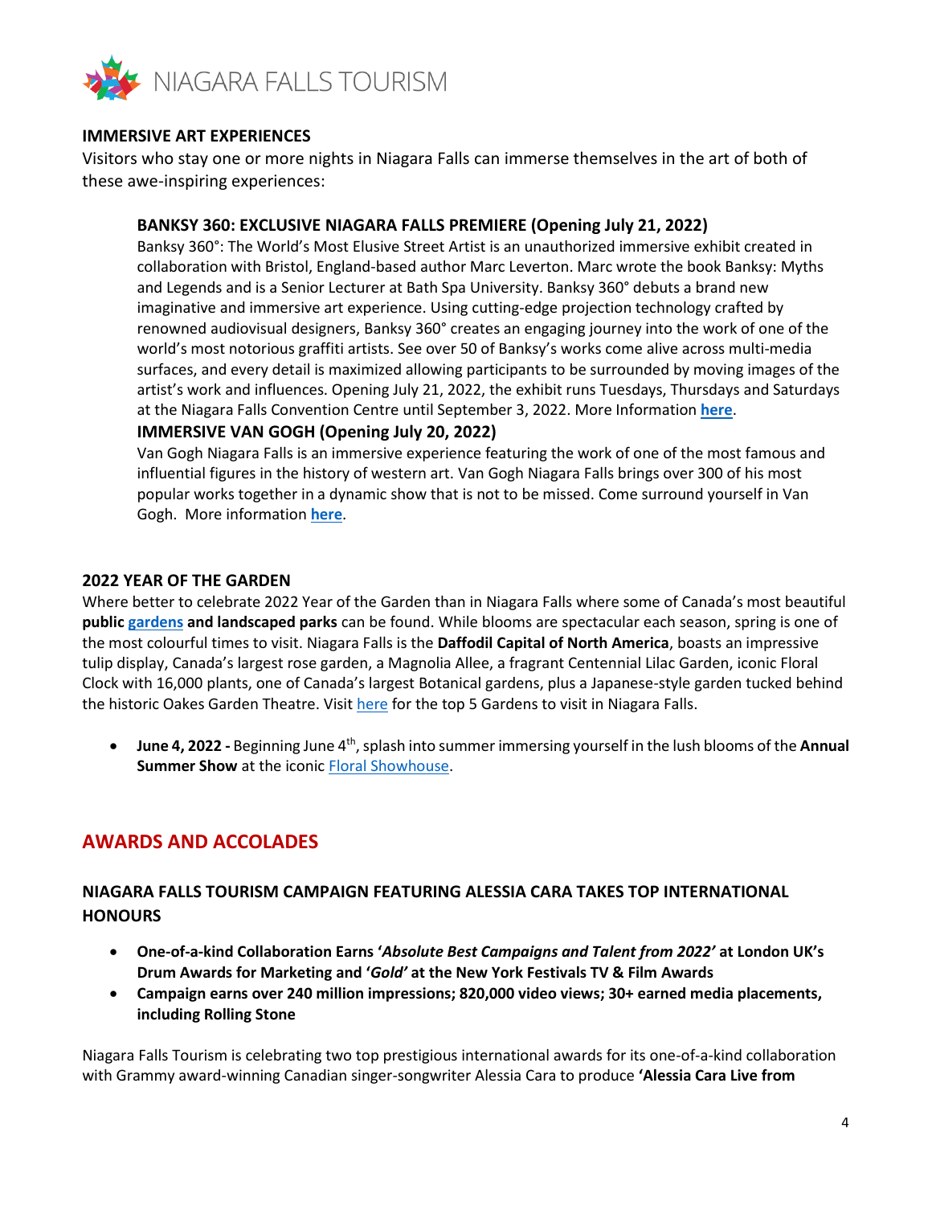## IMMERSIVE ART EXPERIENCES

Visitors who stay one or more nights in Niagara Falls can immerse themselves in the art of both of these awe-inspiring experiences:

### BANKSY 360: EXCLUSIVE NIAGARA FALLS PREMIERE (Opening July 21, 2022)

Banksy 360°: The World's Most Elusive Street Artist is an unauthorized immersive exhibit created in collaboration with Bristol, England-based author Marc Leverton. Marc wrote the book Banksy: Myths and Legends and is a Senior Lecturer at Bath Spa University. Banksy 360° debuts a brand new imaginative and immersive art experience. Using cutting-edge projection technology crafted by renowned audiovisual designers, Banksy 360° creates an engaging journey into the work of one of the world's most notorious graffiti artists. See over 50 of Banksy's works come alive across multi-media surfaces, and every detail is maximized allowing participants to be surrounded by moving images of the artist's work and influences. Opening July 21, 2022, the exhibit runs Tuesdays, Thursdays and Saturdays at the Niagara Falls Convention Centre until September 3, 2022. More Information **here**.

### IMMERSIVE VAN GOGH (Opening July 20, 2022)

Van Gogh Niagara Falls is an immersive experience featuring the work of one of the most famous and influential figures in the history of western art. Van Gogh Niagara Falls brings over 300 of his most popular works together in a dynamic show that is not to be missed. Come surround yourself in Van Gogh. More information **here**.

## 2022 YEAR OF THE GARDEN

Where better to celebrate 2022 Year of the Garden than in Niagara Falls where some of Canada's most beautiful **public gardens and landscaped parks** can be found. While blooms are spectacular each season, spring is one of the most colourful times to visit. Niagara Falls is the **Daffodil Capital of North America**, boasts an impressive tulip display, Canada's largest rose garden, a Magnolia Allee, a fragrant Centennial Lilac Garden, iconic Floral Clock with 16,000 plants, one of Canada's largest Botanical gardens, plus a Japanese-style garden tucked behind the historic Oakes Garden Theatre. Visit here for the top 5 Gardens to visit in Niagara Falls.

- **June 4, 2022 -** Beginning June 4th, splash into summer immersing yourself in the lush blooms of the **Annual Summer Show** at the iconic Floral Showhouse.

# AWARDS AND ACCOLADES

## NIAGARA FALLS TOURISM CAMPAIGN FEATURING ALESSIA CARA TAKES TOP INTERNATIONAL HONOURS

- **One-of-a-kind Collaboration Earns '*Absolute Best Campaigns and Talent from 2022'* at London UK's Drum Awards for Marketing and '*Gold'* at the New York Festivals TV & Film Awards**
- **Campaign earns over 240 million impressions; 820,000 video views; 30+ earned media placements, including Rolling Stone**

Niagara Falls Tourism is celebrating two top prestigious international awards for its one-of-a-kind collaboration with Grammy award-winning Canadian singer-songwriter Alessia Cara to produce **'Alessia Cara Live from**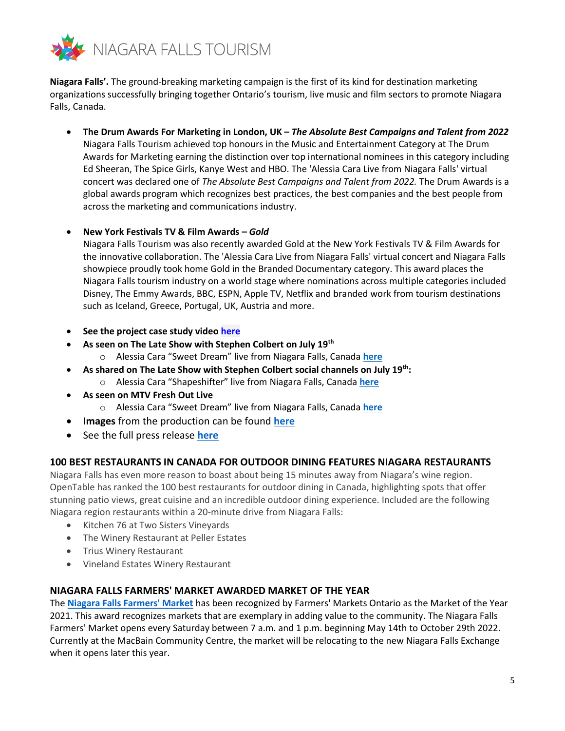**Niagara Falls'.** The ground-breaking marketing campaign is the first of its kind for destination marketing organizations successfully bringing together Ontario's tourism, live music and film sectors to promote Niagara Falls, Canada.

- **The Drum Awards For Marketing in London, UK –** ***The Absolute Best Campaigns and Talent from 2022***
  Niagara Falls Tourism achieved top honours in the Music and Entertainment Category at The Drum Awards for Marketing earning the distinction over top international nominees in this category including Ed Sheeran, The Spice Girls, Kanye West and HBO. The 'Alessia Cara Live from Niagara Falls' virtual concert was declared one of *The Absolute Best Campaigns and Talent from 2022.* The Drum Awards is a global awards program which recognizes best practices, the best companies and the best people from across the marketing and communications industry.

- **New York Festivals TV & Film Awards –** ***Gold***
  Niagara Falls Tourism was also recently awarded Gold at the New York Festivals TV & Film Awards for the innovative collaboration. The 'Alessia Cara Live from Niagara Falls' virtual concert and Niagara Falls showpiece proudly took home Gold in the Branded Documentary category. This award places the Niagara Falls tourism industry on a world stage where nominations across multiple categories included Disney, The Emmy Awards, BBC, ESPN, Apple TV, Netflix and branded work from tourism destinations such as Iceland, Greece, Portugal, UK, Austria and more.

- **See the project case study video here**
- **As seen on The Late Show with Stephen Colbert on July 19th**
  - Alessia Cara "Sweet Dream" live from Niagara Falls, Canada **here**
- **As shared on The Late Show with Stephen Colbert social channels on July 19th:**
  - Alessia Cara "Shapeshifter" live from Niagara Falls, Canada **here**
- **As seen on MTV Fresh Out Live**
  - Alessia Cara "Sweet Dream" live from Niagara Falls, Canada **here**
- **Images** from the production can be found **here**
- See the full press release **here**

## 100 BEST RESTAURANTS IN CANADA FOR OUTDOOR DINING FEATURES NIAGARA RESTAURANTS

Niagara Falls has even more reason to boast about being 15 minutes away from Niagara's wine region. OpenTable has ranked the 100 best restaurants for outdoor dining in Canada, highlighting spots that offer stunning patio views, great cuisine and an incredible outdoor dining experience. Included are the following Niagara region restaurants within a 20-minute drive from Niagara Falls:

- Kitchen 76 at Two Sisters Vineyards
- The Winery Restaurant at Peller Estates
- Trius Winery Restaurant
- Vineland Estates Winery Restaurant

## NIAGARA FALLS FARMERS' MARKET AWARDED MARKET OF THE YEAR

The **Niagara Falls Farmers' Market** has been recognized by Farmers' Markets Ontario as the Market of the Year 2021. This award recognizes markets that are exemplary in adding value to the community. The Niagara Falls Farmers' Market opens every Saturday between 7 a.m. and 1 p.m. beginning May 14th to October 29th 2022. Currently at the MacBain Community Centre, the market will be relocating to the new Niagara Falls Exchange when it opens later this year.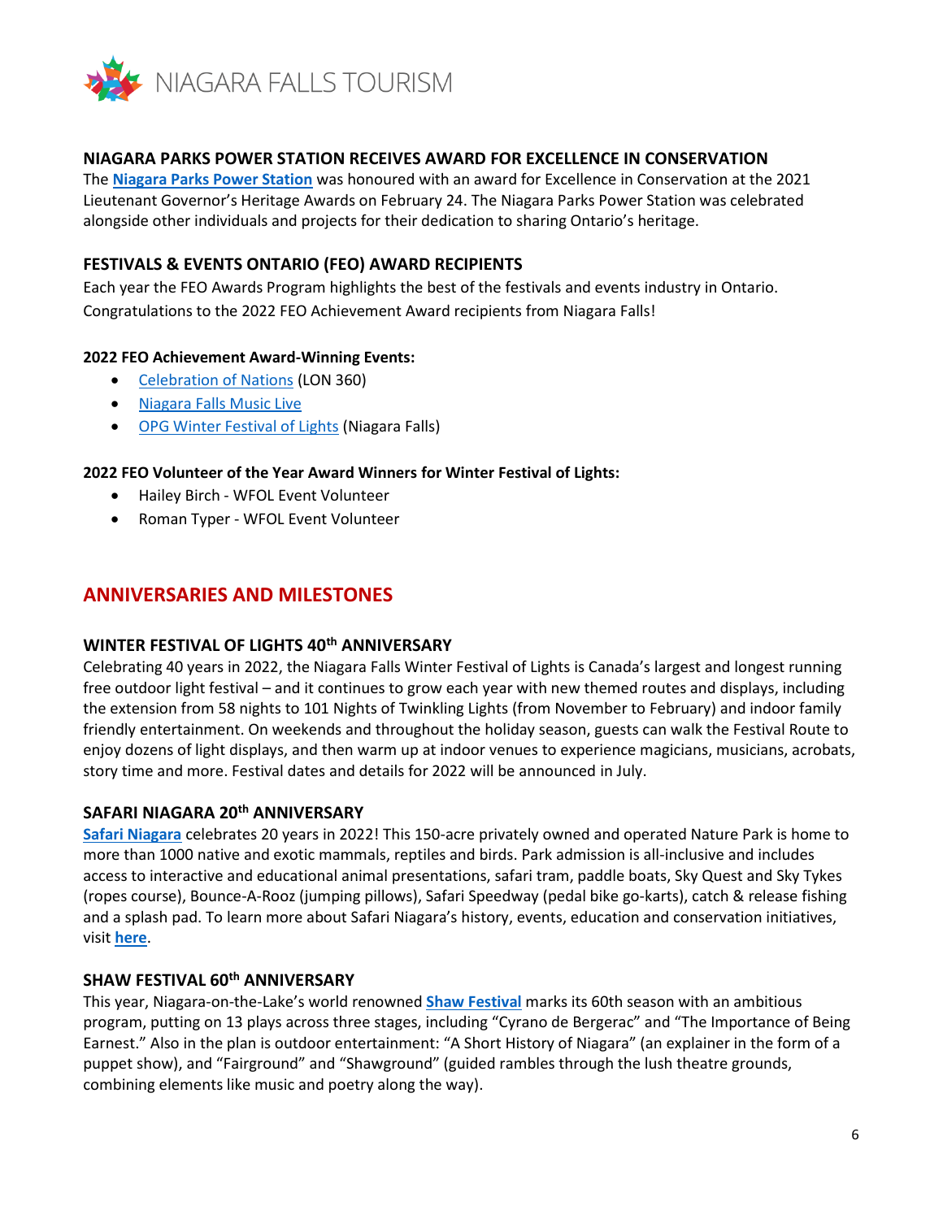### NIAGARA PARKS POWER STATION RECEIVES AWARD FOR EXCELLENCE IN CONSERVATION

The **Niagara Parks Power Station** was honoured with an award for Excellence in Conservation at the 2021 Lieutenant Governor's Heritage Awards on February 24. The Niagara Parks Power Station was celebrated alongside other individuals and projects for their dedication to sharing Ontario's heritage.

### FESTIVALS & EVENTS ONTARIO (FEO) AWARD RECIPIENTS

Each year the FEO Awards Program highlights the best of the festivals and events industry in Ontario. Congratulations to the 2022 FEO Achievement Award recipients from Niagara Falls!

**2022 FEO Achievement Award-Winning Events:**

- Celebration of Nations (LON 360)
- Niagara Falls Music Live
- OPG Winter Festival of Lights (Niagara Falls)

**2022 FEO Volunteer of the Year Award Winners for Winter Festival of Lights:**

- Hailey Birch - WFOL Event Volunteer
- Roman Typer - WFOL Event Volunteer

## ANNIVERSARIES AND MILESTONES

### WINTER FESTIVAL OF LIGHTS 40th ANNIVERSARY

Celebrating 40 years in 2022, the Niagara Falls Winter Festival of Lights is Canada's largest and longest running free outdoor light festival – and it continues to grow each year with new themed routes and displays, including the extension from 58 nights to 101 Nights of Twinkling Lights (from November to February) and indoor family friendly entertainment. On weekends and throughout the holiday season, guests can walk the Festival Route to enjoy dozens of light displays, and then warm up at indoor venues to experience magicians, musicians, acrobats, story time and more. Festival dates and details for 2022 will be announced in July.

### SAFARI NIAGARA 20th ANNIVERSARY

**Safari Niagara** celebrates 20 years in 2022! This 150-acre privately owned and operated Nature Park is home to more than 1000 native and exotic mammals, reptiles and birds. Park admission is all-inclusive and includes access to interactive and educational animal presentations, safari tram, paddle boats, Sky Quest and Sky Tykes (ropes course), Bounce-A-Rooz (jumping pillows), Safari Speedway (pedal bike go-karts), catch & release fishing and a splash pad. To learn more about Safari Niagara's history, events, education and conservation initiatives, visit **here**.

### SHAW FESTIVAL 60th ANNIVERSARY

This year, Niagara-on-the-Lake's world renowned **Shaw Festival** marks its 60th season with an ambitious program, putting on 13 plays across three stages, including "Cyrano de Bergerac" and "The Importance of Being Earnest." Also in the plan is outdoor entertainment: "A Short History of Niagara" (an explainer in the form of a puppet show), and "Fairground" and "Shawground" (guided rambles through the lush theatre grounds, combining elements like music and poetry along the way).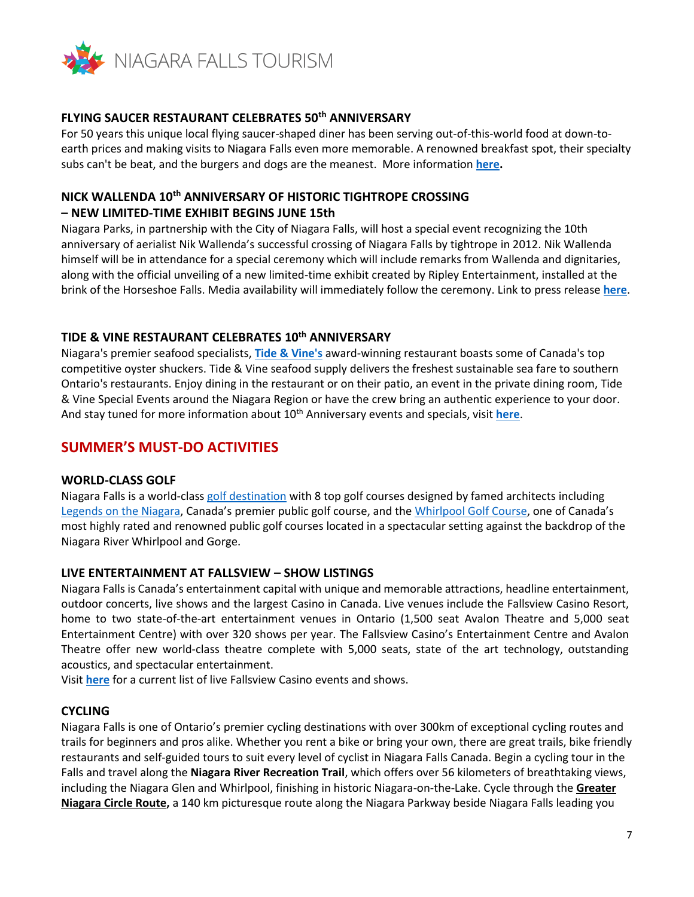### FLYING SAUCER RESTAURANT CELEBRATES 50th ANNIVERSARY

For 50 years this unique local flying saucer-shaped diner has been serving out-of-this-world food at down-to-earth prices and making visits to Niagara Falls even more memorable. A renowned breakfast spot, their specialty subs can't be beat, and the burgers and dogs are the meanest. More information **here.**

### NICK WALLENDA 10th ANNIVERSARY OF HISTORIC TIGHTROPE CROSSING – NEW LIMITED-TIME EXHIBIT BEGINS JUNE 15th

Niagara Parks, in partnership with the City of Niagara Falls, will host a special event recognizing the 10th anniversary of aerialist Nik Wallenda's successful crossing of Niagara Falls by tightrope in 2012. Nik Wallenda himself will be in attendance for a special ceremony which will include remarks from Wallenda and dignitaries, along with the official unveiling of a new limited-time exhibit created by Ripley Entertainment, installed at the brink of the Horseshoe Falls. Media availability will immediately follow the ceremony. Link to press release **here**.

### TIDE & VINE RESTAURANT CELEBRATES 10th ANNIVERSARY

Niagara's premier seafood specialists, **Tide & Vine's** award-winning restaurant boasts some of Canada's top competitive oyster shuckers. Tide & Vine seafood supply delivers the freshest sustainable sea fare to southern Ontario's restaurants. Enjoy dining in the restaurant or on their patio, an event in the private dining room, Tide & Vine Special Events around the Niagara Region or have the crew bring an authentic experience to your door. And stay tuned for more information about 10th Anniversary events and specials, visit **here**.

## SUMMER'S MUST-DO ACTIVITIES

### WORLD-CLASS GOLF

Niagara Falls is a world-class golf destination with 8 top golf courses designed by famed architects including Legends on the Niagara, Canada's premier public golf course, and the Whirlpool Golf Course, one of Canada's most highly rated and renowned public golf courses located in a spectacular setting against the backdrop of the Niagara River Whirlpool and Gorge.

### LIVE ENTERTAINMENT AT FALLSVIEW – SHOW LISTINGS

Niagara Falls is Canada's entertainment capital with unique and memorable attractions, headline entertainment, outdoor concerts, live shows and the largest Casino in Canada. Live venues include the Fallsview Casino Resort, home to two state-of-the-art entertainment venues in Ontario (1,500 seat Avalon Theatre and 5,000 seat Entertainment Centre) with over 320 shows per year. The Fallsview Casino's Entertainment Centre and Avalon Theatre offer new world-class theatre complete with 5,000 seats, state of the art technology, outstanding acoustics, and spectacular entertainment.

Visit **here** for a current list of live Fallsview Casino events and shows.

### CYCLING

Niagara Falls is one of Ontario's premier cycling destinations with over 300km of exceptional cycling routes and trails for beginners and pros alike. Whether you rent a bike or bring your own, there are great trails, bike friendly restaurants and self-guided tours to suit every level of cyclist in Niagara Falls Canada. Begin a cycling tour in the Falls and travel along the **Niagara River Recreation Trail**, which offers over 56 kilometers of breathtaking views, including the Niagara Glen and Whirlpool, finishing in historic Niagara-on-the-Lake. Cycle through the **Greater Niagara Circle Route,** a 140 km picturesque route along the Niagara Parkway beside Niagara Falls leading you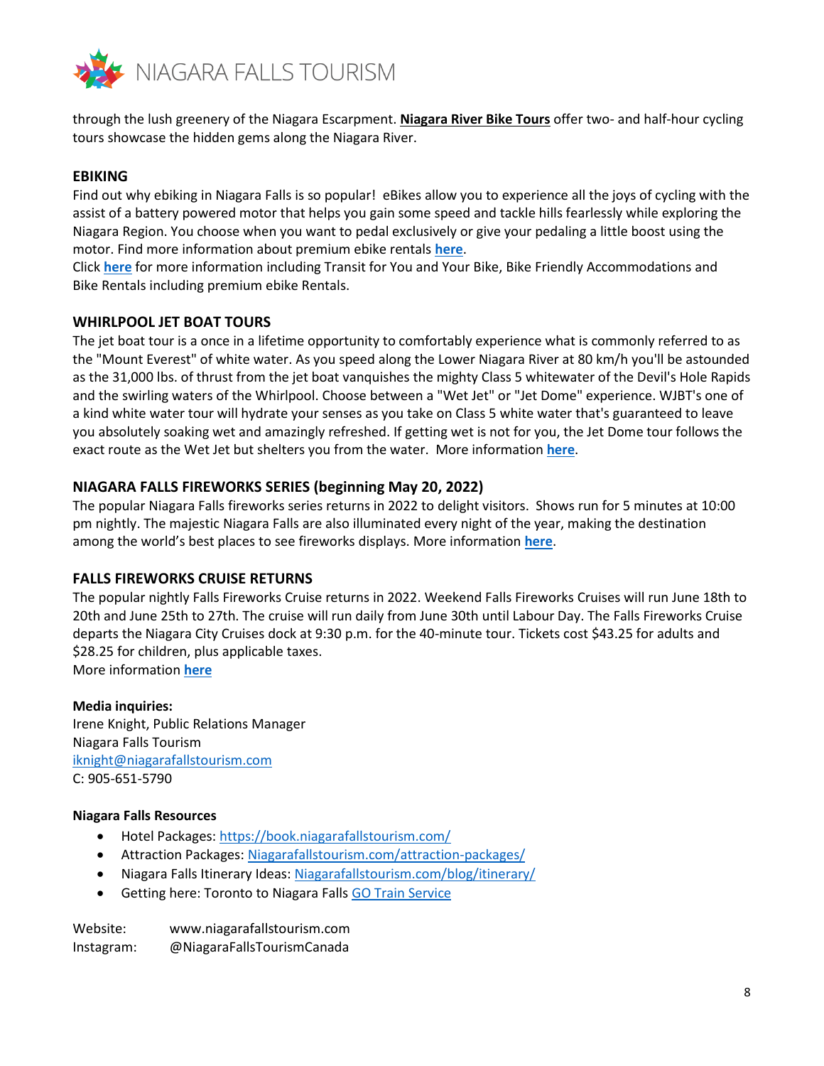through the lush greenery of the Niagara Escarpment. **Niagara River Bike Tours** offer two- and half-hour cycling tours showcase the hidden gems along the Niagara River.

## EBIKING

Find out why ebiking in Niagara Falls is so popular!  eBikes allow you to experience all the joys of cycling with the assist of a battery powered motor that helps you gain some speed and tackle hills fearlessly while exploring the Niagara Region. You choose when you want to pedal exclusively or give your pedaling a little boost using the motor. Find more information about premium ebike rentals **here**.
Click **here** for more information including Transit for You and Your Bike, Bike Friendly Accommodations and Bike Rentals including premium ebike Rentals.

## WHIRLPOOL JET BOAT TOURS

The jet boat tour is a once in a lifetime opportunity to comfortably experience what is commonly referred to as the "Mount Everest" of white water. As you speed along the Lower Niagara River at 80 km/h you'll be astounded as the 31,000 lbs. of thrust from the jet boat vanquishes the mighty Class 5 whitewater of the Devil's Hole Rapids and the swirling waters of the Whirlpool. Choose between a "Wet Jet" or "Jet Dome" experience. WJBT's one of a kind white water tour will hydrate your senses as you take on Class 5 white water that's guaranteed to leave you absolutely soaking wet and amazingly refreshed. If getting wet is not for you, the Jet Dome tour follows the exact route as the Wet Jet but shelters you from the water.  More information **here**.

## NIAGARA FALLS FIREWORKS SERIES (beginning May 20, 2022)

The popular Niagara Falls fireworks series returns in 2022 to delight visitors.  Shows run for 5 minutes at 10:00 pm nightly. The majestic Niagara Falls are also illuminated every night of the year, making the destination among the world's best places to see fireworks displays. More information **here**.

## FALLS FIREWORKS CRUISE RETURNS

The popular nightly Falls Fireworks Cruise returns in 2022. Weekend Falls Fireworks Cruises will run June 18th to 20th and June 25th to 27th. The cruise will run daily from June 30th until Labour Day. The Falls Fireworks Cruise departs the Niagara City Cruises dock at 9:30 p.m. for the 40-minute tour. Tickets cost $43.25 for adults and $28.25 for children, plus applicable taxes.
More information **here**

**Media inquiries:**
Irene Knight, Public Relations Manager
Niagara Falls Tourism
iknight@niagarafallstourism.com
C: 905-651-5790

**Niagara Falls Resources**

- Hotel Packages: https://book.niagarafallstourism.com/
- Attraction Packages: Niagarafallstourism.com/attraction-packages/
- Niagara Falls Itinerary Ideas: Niagarafallstourism.com/blog/itinerary/
- Getting here: Toronto to Niagara Falls GO Train Service

Website: www.niagarafallstourism.com
Instagram: @NiagaraFallsTourismCanada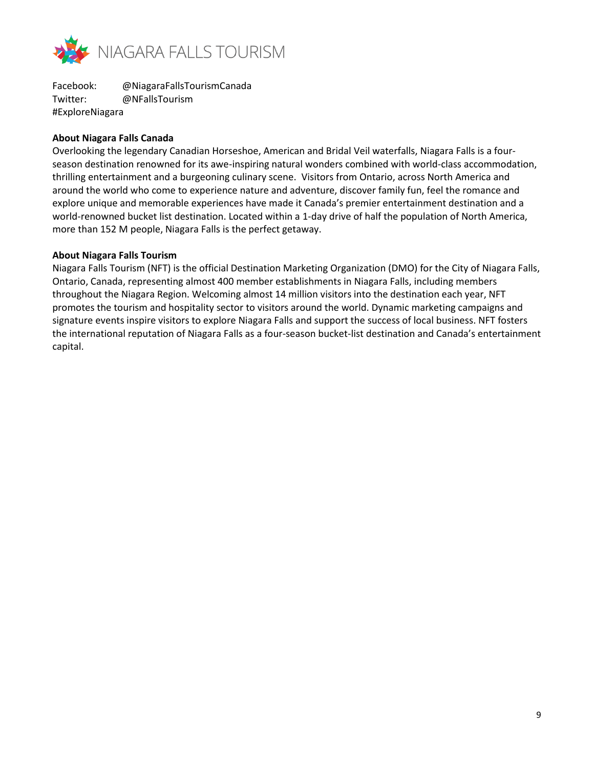NIAGARA FALLS TOURISM

Facebook: @NiagaraFallsTourismCanada
Twitter: @NFallsTourism
#ExploreNiagara

**About Niagara Falls Canada**

Overlooking the legendary Canadian Horseshoe, American and Bridal Veil waterfalls, Niagara Falls is a four-season destination renowned for its awe-inspiring natural wonders combined with world-class accommodation, thrilling entertainment and a burgeoning culinary scene. Visitors from Ontario, across North America and around the world who come to experience nature and adventure, discover family fun, feel the romance and explore unique and memorable experiences have made it Canada's premier entertainment destination and a world-renowned bucket list destination. Located within a 1-day drive of half the population of North America, more than 152 M people, Niagara Falls is the perfect getaway.

**About Niagara Falls Tourism**

Niagara Falls Tourism (NFT) is the official Destination Marketing Organization (DMO) for the City of Niagara Falls, Ontario, Canada, representing almost 400 member establishments in Niagara Falls, including members throughout the Niagara Region. Welcoming almost 14 million visitors into the destination each year, NFT promotes the tourism and hospitality sector to visitors around the world. Dynamic marketing campaigns and signature events inspire visitors to explore Niagara Falls and support the success of local business. NFT fosters the international reputation of Niagara Falls as a four-season bucket-list destination and Canada's entertainment capital.